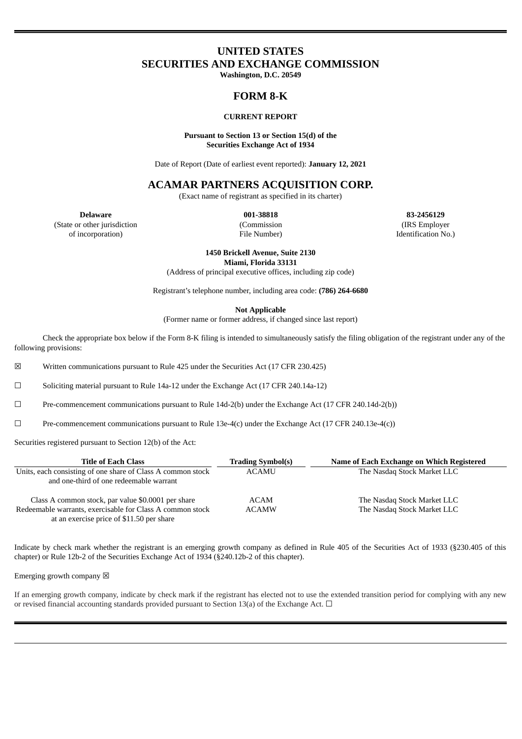# UNITED STATES
# SECURITIES AND EXCHANGE COMMISSION

**Washington, D.C. 20549**

## FORM 8-K

**CURRENT REPORT**

**Pursuant to Section 13 or Section 15(d) of the Securities Exchange Act of 1934**

Date of Report (Date of earliest event reported): **January 12, 2021**

## ACAMAR PARTNERS ACQUISITION CORP.

(Exact name of registrant as specified in its charter)

| **Delaware** | **001-38818** | **83-2456129** |
|---|---|---|
| (State or other jurisdiction of incorporation) | (Commission File Number) | (IRS Employer Identification No.) |

**1450 Brickell Avenue, Suite 2130**
**Miami, Florida 33131**
(Address of principal executive offices, including zip code)

Registrant's telephone number, including area code: **(786) 264-6680**

**Not Applicable**
(Former name or former address, if changed since last report)

Check the appropriate box below if the Form 8-K filing is intended to simultaneously satisfy the filing obligation of the registrant under any of the following provisions:

☒ Written communications pursuant to Rule 425 under the Securities Act (17 CFR 230.425)

☐ Soliciting material pursuant to Rule 14a-12 under the Exchange Act (17 CFR 240.14a-12)

☐ Pre-commencement communications pursuant to Rule 14d-2(b) under the Exchange Act (17 CFR 240.14d-2(b))

☐ Pre-commencement communications pursuant to Rule 13e-4(c) under the Exchange Act (17 CFR 240.13e-4(c))

Securities registered pursuant to Section 12(b) of the Act:

| Title of Each Class | Trading Symbol(s) | Name of Each Exchange on Which Registered |
|---|---|---|
| Units, each consisting of one share of Class A common stock and one-third of one redeemable warrant | ACAMU | The Nasdaq Stock Market LLC |
| Class A common stock, par value $0.0001 per share | ACAM | The Nasdaq Stock Market LLC |
| Redeemable warrants, exercisable for Class A common stock at an exercise price of $11.50 per share | ACAMW | The Nasdaq Stock Market LLC |

Indicate by check mark whether the registrant is an emerging growth company as defined in Rule 405 of the Securities Act of 1933 (§230.405 of this chapter) or Rule 12b-2 of the Securities Exchange Act of 1934 (§240.12b-2 of this chapter).

Emerging growth company ☒

If an emerging growth company, indicate by check mark if the registrant has elected not to use the extended transition period for complying with any new or revised financial accounting standards provided pursuant to Section 13(a) of the Exchange Act. ☐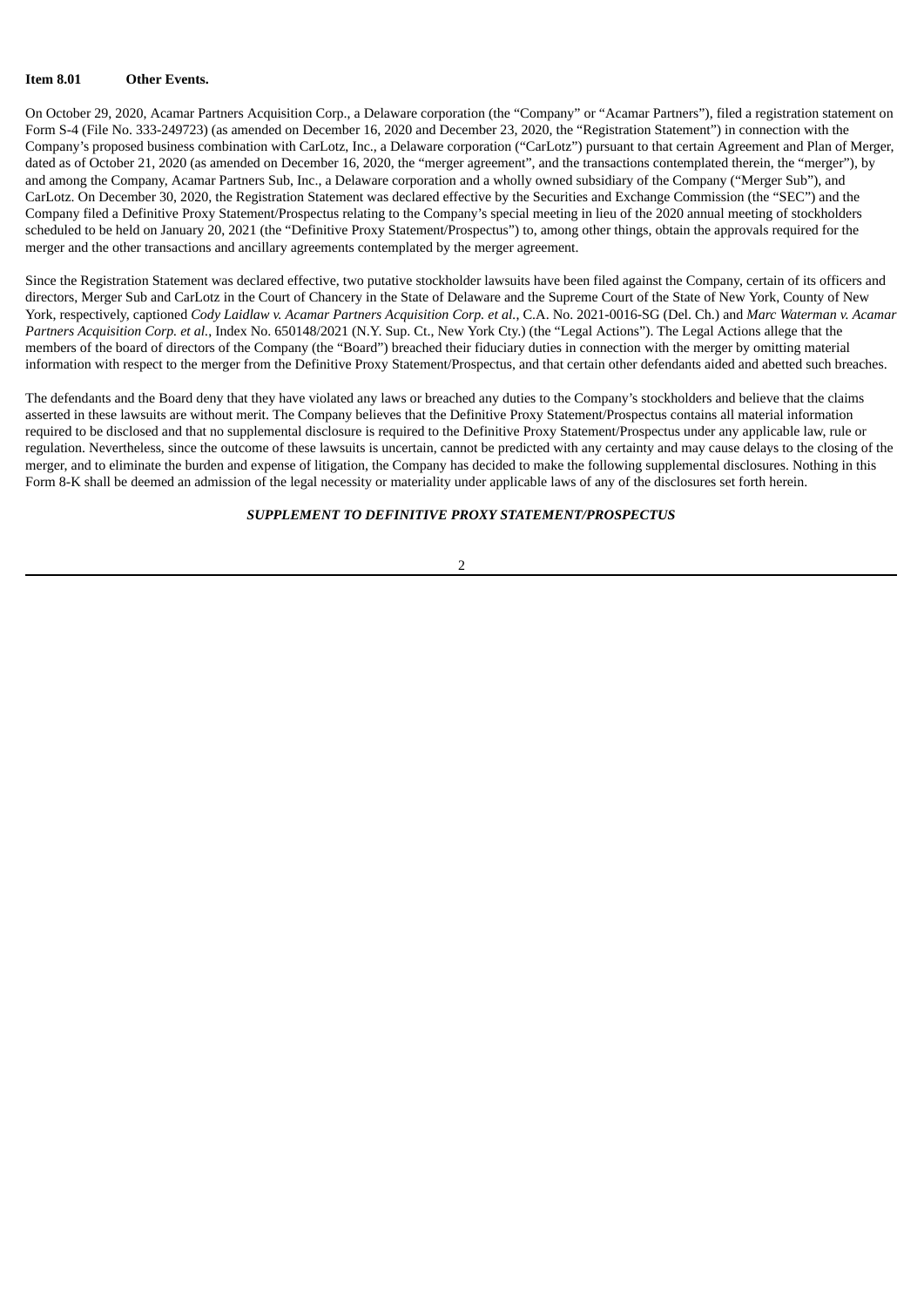**Item 8.01 Other Events.**

On October 29, 2020, Acamar Partners Acquisition Corp., a Delaware corporation (the "Company" or "Acamar Partners"), filed a registration statement on Form S-4 (File No. 333-249723) (as amended on December 16, 2020 and December 23, 2020, the "Registration Statement") in connection with the Company's proposed business combination with CarLotz, Inc., a Delaware corporation ("CarLotz") pursuant to that certain Agreement and Plan of Merger, dated as of October 21, 2020 (as amended on December 16, 2020, the "merger agreement", and the transactions contemplated therein, the "merger"), by and among the Company, Acamar Partners Sub, Inc., a Delaware corporation and a wholly owned subsidiary of the Company ("Merger Sub"), and CarLotz. On December 30, 2020, the Registration Statement was declared effective by the Securities and Exchange Commission (the "SEC") and the Company filed a Definitive Proxy Statement/Prospectus relating to the Company's special meeting in lieu of the 2020 annual meeting of stockholders scheduled to be held on January 20, 2021 (the "Definitive Proxy Statement/Prospectus") to, among other things, obtain the approvals required for the merger and the other transactions and ancillary agreements contemplated by the merger agreement.

Since the Registration Statement was declared effective, two putative stockholder lawsuits have been filed against the Company, certain of its officers and directors, Merger Sub and CarLotz in the Court of Chancery in the State of Delaware and the Supreme Court of the State of New York, County of New York, respectively, captioned *Cody Laidlaw v. Acamar Partners Acquisition Corp. et al.*, C.A. No. 2021-0016-SG (Del. Ch.) and *Marc Waterman v. Acamar Partners Acquisition Corp. et al.*, Index No. 650148/2021 (N.Y. Sup. Ct., New York Cty.) (the "Legal Actions"). The Legal Actions allege that the members of the board of directors of the Company (the "Board") breached their fiduciary duties in connection with the merger by omitting material information with respect to the merger from the Definitive Proxy Statement/Prospectus, and that certain other defendants aided and abetted such breaches.

The defendants and the Board deny that they have violated any laws or breached any duties to the Company's stockholders and believe that the claims asserted in these lawsuits are without merit. The Company believes that the Definitive Proxy Statement/Prospectus contains all material information required to be disclosed and that no supplemental disclosure is required to the Definitive Proxy Statement/Prospectus under any applicable law, rule or regulation. Nevertheless, since the outcome of these lawsuits is uncertain, cannot be predicted with any certainty and may cause delays to the closing of the merger, and to eliminate the burden and expense of litigation, the Company has decided to make the following supplemental disclosures. Nothing in this Form 8-K shall be deemed an admission of the legal necessity or materiality under applicable laws of any of the disclosures set forth herein.

***SUPPLEMENT TO DEFINITIVE PROXY STATEMENT/PROSPECTUS***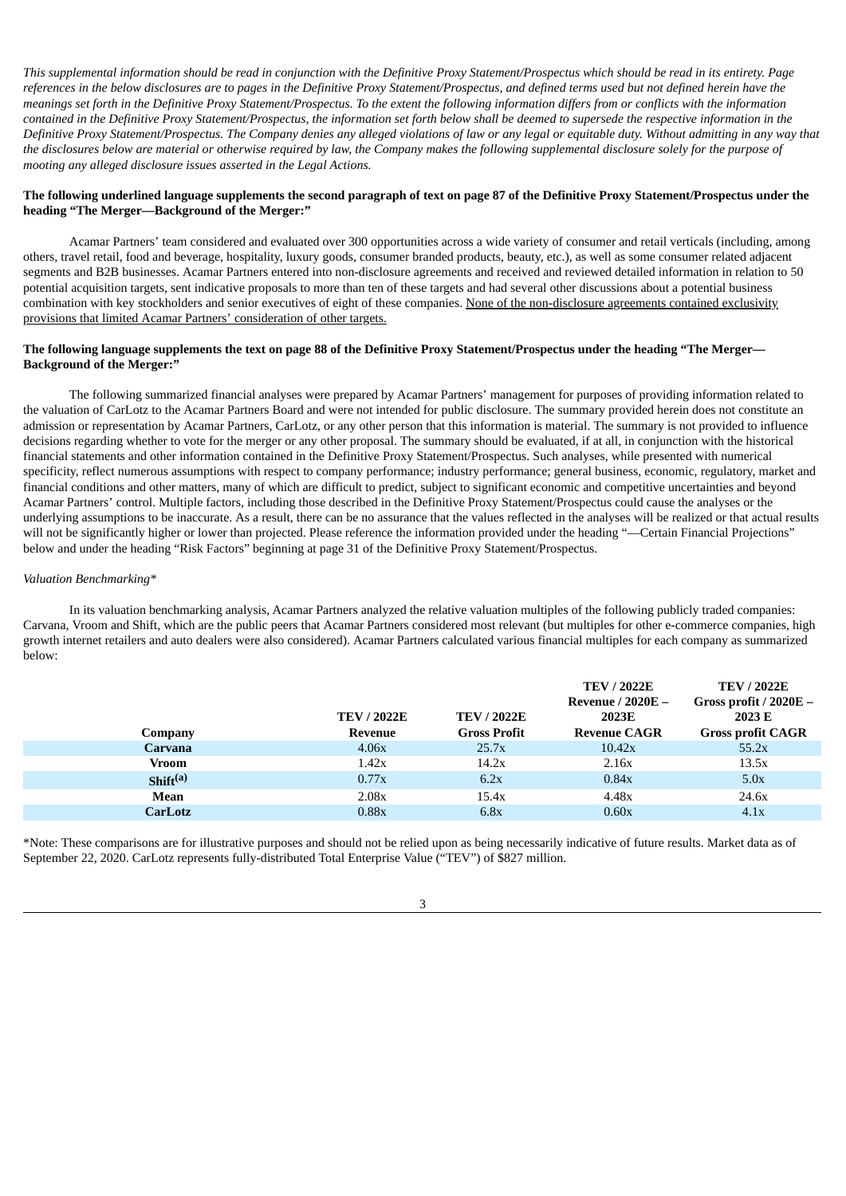*This supplemental information should be read in conjunction with the Definitive Proxy Statement/Prospectus which should be read in its entirety. Page references in the below disclosures are to pages in the Definitive Proxy Statement/Prospectus, and defined terms used but not defined herein have the meanings set forth in the Definitive Proxy Statement/Prospectus. To the extent the following information differs from or conflicts with the information contained in the Definitive Proxy Statement/Prospectus, the information set forth below shall be deemed to supersede the respective information in the Definitive Proxy Statement/Prospectus. The Company denies any alleged violations of law or any legal or equitable duty. Without admitting in any way that the disclosures below are material or otherwise required by law, the Company makes the following supplemental disclosure solely for the purpose of mooting any alleged disclosure issues asserted in the Legal Actions.*

**The following underlined language supplements the second paragraph of text on page 87 of the Definitive Proxy Statement/Prospectus under the heading "The Merger—Background of the Merger:"**

Acamar Partners' team considered and evaluated over 300 opportunities across a wide variety of consumer and retail verticals (including, among others, travel retail, food and beverage, hospitality, luxury goods, consumer branded products, beauty, etc.), as well as some consumer related adjacent segments and B2B businesses. Acamar Partners entered into non-disclosure agreements and received and reviewed detailed information in relation to 50 potential acquisition targets, sent indicative proposals to more than ten of these targets and had several other discussions about a potential business combination with key stockholders and senior executives of eight of these companies. <u>None of the non-disclosure agreements contained exclusivity provisions that limited Acamar Partners' consideration of other targets.</u>

**The following language supplements the text on page 88 of the Definitive Proxy Statement/Prospectus under the heading "The Merger—Background of the Merger:"**

The following summarized financial analyses were prepared by Acamar Partners' management for purposes of providing information related to the valuation of CarLotz to the Acamar Partners Board and were not intended for public disclosure. The summary provided herein does not constitute an admission or representation by Acamar Partners, CarLotz, or any other person that this information is material. The summary is not provided to influence decisions regarding whether to vote for the merger or any other proposal. The summary should be evaluated, if at all, in conjunction with the historical financial statements and other information contained in the Definitive Proxy Statement/Prospectus. Such analyses, while presented with numerical specificity, reflect numerous assumptions with respect to company performance; industry performance; general business, economic, regulatory, market and financial conditions and other matters, many of which are difficult to predict, subject to significant economic and competitive uncertainties and beyond Acamar Partners' control. Multiple factors, including those described in the Definitive Proxy Statement/Prospectus could cause the analyses or the underlying assumptions to be inaccurate. As a result, there can be no assurance that the values reflected in the analyses will be realized or that actual results will not be significantly higher or lower than projected. Please reference the information provided under the heading "—Certain Financial Projections" below and under the heading "Risk Factors" beginning at page 31 of the Definitive Proxy Statement/Prospectus.

*Valuation Benchmarking\**

In its valuation benchmarking analysis, Acamar Partners analyzed the relative valuation multiples of the following publicly traded companies: Carvana, Vroom and Shift, which are the public peers that Acamar Partners considered most relevant (but multiples for other e-commerce companies, high growth internet retailers and auto dealers were also considered). Acamar Partners calculated various financial multiples for each company as summarized below:

| Company | TEV / 2022E Revenue | TEV / 2022E Gross Profit | TEV / 2022E Revenue / 2020E – 2023E Revenue CAGR | TEV / 2022E Gross profit / 2020E – 2023 E Gross profit CAGR |
|---|---|---|---|---|
| Carvana | 4.06x | 25.7x | 10.42x | 55.2x |
| Vroom | 1.42x | 14.2x | 2.16x | 13.5x |
| Shift[(a)] | 0.77x | 6.2x | 0.84x | 5.0x |
| Mean | 2.08x | 15.4x | 4.48x | 24.6x |
| CarLotz | 0.88x | 6.8x | 0.60x | 4.1x |

\*Note: These comparisons are for illustrative purposes and should not be relied upon as being necessarily indicative of future results. Market data as of September 22, 2020. CarLotz represents fully-distributed Total Enterprise Value ("TEV") of $827 million.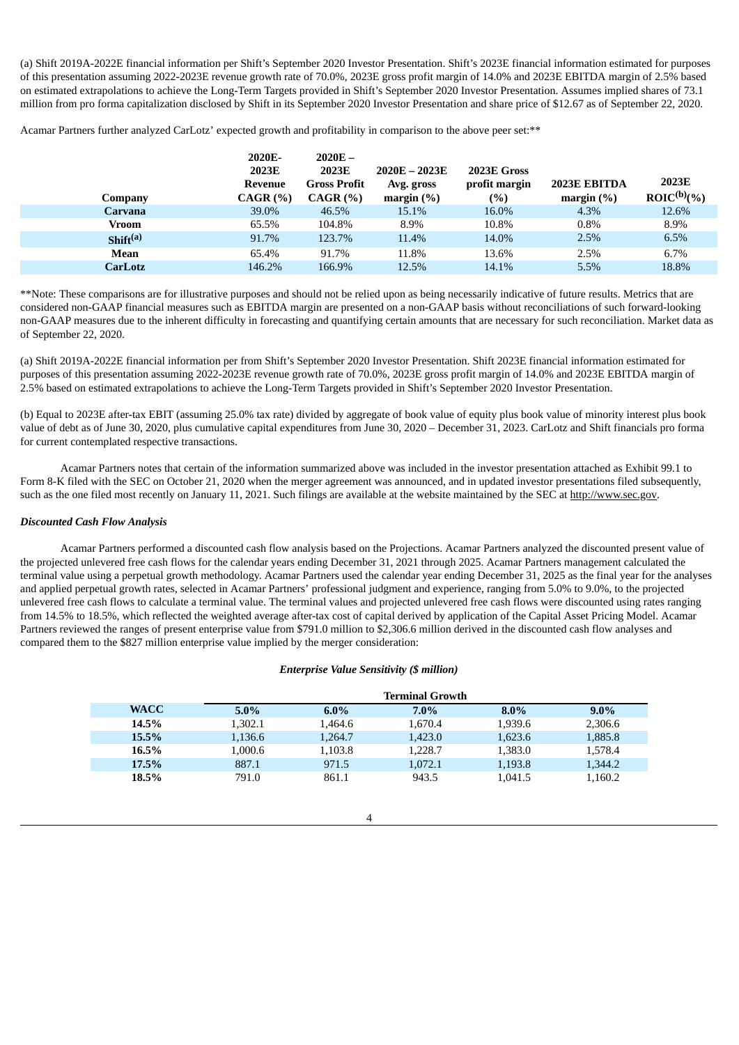(a) Shift 2019A-2022E financial information per Shift's September 2020 Investor Presentation. Shift's 2023E financial information estimated for purposes of this presentation assuming 2022-2023E revenue growth rate of 70.0%, 2023E gross profit margin of 14.0% and 2023E EBITDA margin of 2.5% based on estimated extrapolations to achieve the Long-Term Targets provided in Shift's September 2020 Investor Presentation. Assumes implied shares of 73.1 million from pro forma capitalization disclosed by Shift in its September 2020 Investor Presentation and share price of $12.67 as of September 22, 2020.

Acamar Partners further analyzed CarLotz' expected growth and profitability in comparison to the above peer set:**

| Company | 2020E-2023E Revenue CAGR (%) | 2020E – 2023E Gross Profit CAGR (%) | 2020E – 2023E Avg. gross margin (%) | 2023E Gross profit margin (%) | 2023E EBITDA margin (%) | 2023E ROIC[(b)](%) |
|---|---|---|---|---|---|---|
| **Carvana** | 39.0% | 46.5% | 15.1% | 16.0% | 4.3% | 12.6% |
| **Vroom** | 65.5% | 104.8% | 8.9% | 10.8% | 0.8% | 8.9% |
| **Shift[(a)]** | 91.7% | 123.7% | 11.4% | 14.0% | 2.5% | 6.5% |
| **Mean** | 65.4% | 91.7% | 11.8% | 13.6% | 2.5% | 6.7% |
| **CarLotz** | 146.2% | 166.9% | 12.5% | 14.1% | 5.5% | 18.8% |

**Note: These comparisons are for illustrative purposes and should not be relied upon as being necessarily indicative of future results. Metrics that are considered non-GAAP financial measures such as EBITDA margin are presented on a non-GAAP basis without reconciliations of such forward-looking non-GAAP measures due to the inherent difficulty in forecasting and quantifying certain amounts that are necessary for such reconciliation. Market data as of September 22, 2020.

(a) Shift 2019A-2022E financial information per from Shift's September 2020 Investor Presentation. Shift 2023E financial information estimated for purposes of this presentation assuming 2022-2023E revenue growth rate of 70.0%, 2023E gross profit margin of 14.0% and 2023E EBITDA margin of 2.5% based on estimated extrapolations to achieve the Long-Term Targets provided in Shift's September 2020 Investor Presentation.

(b) Equal to 2023E after-tax EBIT (assuming 25.0% tax rate) divided by aggregate of book value of equity plus book value of minority interest plus book value of debt as of June 30, 2020, plus cumulative capital expenditures from June 30, 2020 – December 31, 2023. CarLotz and Shift financials pro forma for current contemplated respective transactions.

Acamar Partners notes that certain of the information summarized above was included in the investor presentation attached as Exhibit 99.1 to Form 8-K filed with the SEC on October 21, 2020 when the merger agreement was announced, and in updated investor presentations filed subsequently, such as the one filed most recently on January 11, 2021. Such filings are available at the website maintained by the SEC at http://www.sec.gov.

***Discounted Cash Flow Analysis***

Acamar Partners performed a discounted cash flow analysis based on the Projections. Acamar Partners analyzed the discounted present value of the projected unlevered free cash flows for the calendar years ending December 31, 2021 through 2025. Acamar Partners management calculated the terminal value using a perpetual growth methodology. Acamar Partners used the calendar year ending December 31, 2025 as the final year for the analyses and applied perpetual growth rates, selected in Acamar Partners' professional judgment and experience, ranging from 5.0% to 9.0%, to the projected unlevered free cash flows to calculate a terminal value. The terminal values and projected unlevered free cash flows were discounted using rates ranging from 14.5% to 18.5%, which reflected the weighted average after-tax cost of capital derived by application of the Capital Asset Pricing Model. Acamar Partners reviewed the ranges of present enterprise value from $791.0 million to $2,306.6 million derived in the discounted cash flow analyses and compared them to the $827 million enterprise value implied by the merger consideration:

***Enterprise Value Sensitivity ($ million)***

| | Terminal Growth | | | | |
|---|---|---|---|---|---|
| **WACC** | **5.0%** | **6.0%** | **7.0%** | **8.0%** | **9.0%** |
| **14.5%** | 1,302.1 | 1,464.6 | 1,670.4 | 1,939.6 | 2,306.6 |
| **15.5%** | 1,136.6 | 1,264.7 | 1,423.0 | 1,623.6 | 1,885.8 |
| **16.5%** | 1,000.6 | 1,103.8 | 1,228.7 | 1,383.0 | 1,578.4 |
| **17.5%** | 887.1 | 971.5 | 1,072.1 | 1,193.8 | 1,344.2 |
| **18.5%** | 791.0 | 861.1 | 943.5 | 1,041.5 | 1,160.2 |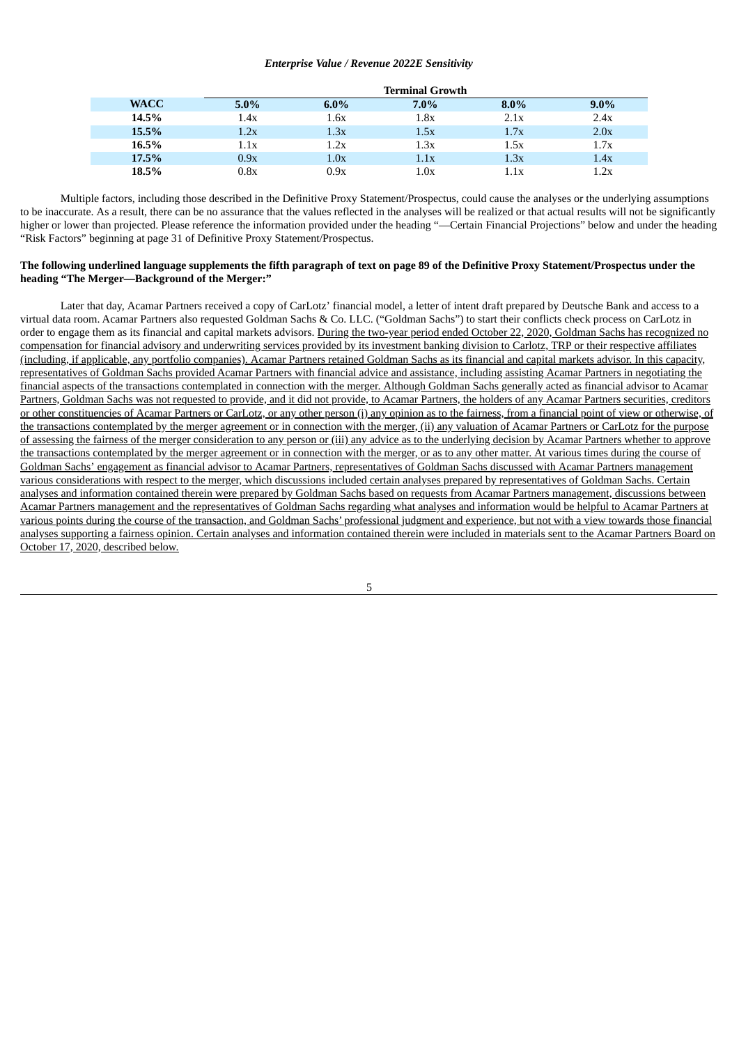*Enterprise Value / Revenue 2022E Sensitivity*

| WACC | Terminal Growth 5.0% | 6.0% | 7.0% | 8.0% | 9.0% |
|---|---|---|---|---|---|
| **14.5%** | 1.4x | 1.6x | 1.8x | 2.1x | 2.4x |
| **15.5%** | 1.2x | 1.3x | 1.5x | 1.7x | 2.0x |
| **16.5%** | 1.1x | 1.2x | 1.3x | 1.5x | 1.7x |
| **17.5%** | 0.9x | 1.0x | 1.1x | 1.3x | 1.4x |
| **18.5%** | 0.8x | 0.9x | 1.0x | 1.1x | 1.2x |

Multiple factors, including those described in the Definitive Proxy Statement/Prospectus, could cause the analyses or the underlying assumptions to be inaccurate. As a result, there can be no assurance that the values reflected in the analyses will be realized or that actual results will not be significantly higher or lower than projected. Please reference the information provided under the heading "—Certain Financial Projections" below and under the heading "Risk Factors" beginning at page 31 of Definitive Proxy Statement/Prospectus.

**The following underlined language supplements the fifth paragraph of text on page 89 of the Definitive Proxy Statement/Prospectus under the heading "The Merger—Background of the Merger:"**

Later that day, Acamar Partners received a copy of CarLotz' financial model, a letter of intent draft prepared by Deutsche Bank and access to a virtual data room. Acamar Partners also requested Goldman Sachs & Co. LLC. ("Goldman Sachs") to start their conflicts check process on CarLotz in order to engage them as its financial and capital markets advisors. <u>During the two-year period ended October 22, 2020, Goldman Sachs has recognized no compensation for financial advisory and underwriting services provided by its investment banking division to Carlotz, TRP or their respective affiliates (including, if applicable, any portfolio companies). Acamar Partners retained Goldman Sachs as its financial and capital markets advisor. In this capacity, representatives of Goldman Sachs provided Acamar Partners with financial advice and assistance, including assisting Acamar Partners in negotiating the financial aspects of the transactions contemplated in connection with the merger. Although Goldman Sachs generally acted as financial advisor to Acamar Partners, Goldman Sachs was not requested to provide, and it did not provide, to Acamar Partners, the holders of any Acamar Partners securities, creditors or other constituencies of Acamar Partners or CarLotz, or any other person (i) any opinion as to the fairness, from a financial point of view or otherwise, of the transactions contemplated by the merger agreement or in connection with the merger, (ii) any valuation of Acamar Partners or CarLotz for the purpose of assessing the fairness of the merger consideration to any person or (iii) any advice as to the underlying decision by Acamar Partners whether to approve the transactions contemplated by the merger agreement or in connection with the merger, or as to any other matter. At various times during the course of Goldman Sachs' engagement as financial advisor to Acamar Partners, representatives of Goldman Sachs discussed with Acamar Partners management various considerations with respect to the merger, which discussions included certain analyses prepared by representatives of Goldman Sachs. Certain analyses and information contained therein were prepared by Goldman Sachs based on requests from Acamar Partners management, discussions between Acamar Partners management and the representatives of Goldman Sachs regarding what analyses and information would be helpful to Acamar Partners at various points during the course of the transaction, and Goldman Sachs' professional judgment and experience, but not with a view towards those financial analyses supporting a fairness opinion. Certain analyses and information contained therein were included in materials sent to the Acamar Partners Board on October 17, 2020, described below.</u>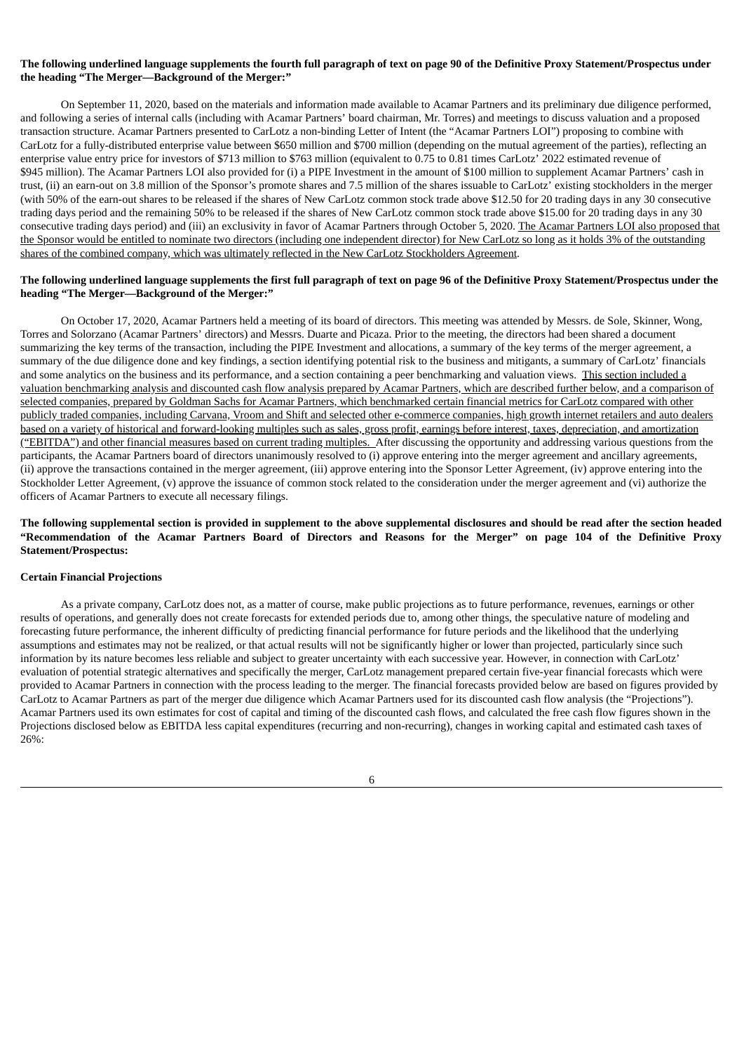**The following underlined language supplements the fourth full paragraph of text on page 90 of the Definitive Proxy Statement/Prospectus under the heading "The Merger—Background of the Merger:"**

On September 11, 2020, based on the materials and information made available to Acamar Partners and its preliminary due diligence performed, and following a series of internal calls (including with Acamar Partners' board chairman, Mr. Torres) and meetings to discuss valuation and a proposed transaction structure. Acamar Partners presented to CarLotz a non-binding Letter of Intent (the "Acamar Partners LOI") proposing to combine with CarLotz for a fully-distributed enterprise value between $650 million and $700 million (depending on the mutual agreement of the parties), reflecting an enterprise value entry price for investors of $713 million to $763 million (equivalent to 0.75 to 0.81 times CarLotz' 2022 estimated revenue of $945 million). The Acamar Partners LOI also provided for (i) a PIPE Investment in the amount of $100 million to supplement Acamar Partners' cash in trust, (ii) an earn-out on 3.8 million of the Sponsor's promote shares and 7.5 million of the shares issuable to CarLotz' existing stockholders in the merger (with 50% of the earn-out shares to be released if the shares of New CarLotz common stock trade above $12.50 for 20 trading days in any 30 consecutive trading days period and the remaining 50% to be released if the shares of New CarLotz common stock trade above $15.00 for 20 trading days in any 30 consecutive trading days period) and (iii) an exclusivity in favor of Acamar Partners through October 5, 2020. <u>The Acamar Partners LOI also proposed that the Sponsor would be entitled to nominate two directors (including one independent director) for New CarLotz so long as it holds 3% of the outstanding shares of the combined company, which was ultimately reflected in the New CarLotz Stockholders Agreement</u>.

**The following underlined language supplements the first full paragraph of text on page 96 of the Definitive Proxy Statement/Prospectus under the heading "The Merger—Background of the Merger:"**

On October 17, 2020, Acamar Partners held a meeting of its board of directors. This meeting was attended by Messrs. de Sole, Skinner, Wong, Torres and Solorzano (Acamar Partners' directors) and Messrs. Duarte and Picaza. Prior to the meeting, the directors had been shared a document summarizing the key terms of the transaction, including the PIPE Investment and allocations, a summary of the key terms of the merger agreement, a summary of the due diligence done and key findings, a section identifying potential risk to the business and mitigants, a summary of CarLotz' financials and some analytics on the business and its performance, and a section containing a peer benchmarking and valuation views. <u>This section included a valuation benchmarking analysis and discounted cash flow analysis prepared by Acamar Partners, which are described further below, and a comparison of selected companies, prepared by Goldman Sachs for Acamar Partners, which benchmarked certain financial metrics for CarLotz compared with other publicly traded companies, including Carvana, Vroom and Shift and selected other e-commerce companies, high growth internet retailers and auto dealers based on a variety of historical and forward-looking multiples such as sales, gross profit, earnings before interest, taxes, depreciation, and amortization ("EBITDA") and other financial measures based on current trading multiples.</u> After discussing the opportunity and addressing various questions from the participants, the Acamar Partners board of directors unanimously resolved to (i) approve entering into the merger agreement and ancillary agreements, (ii) approve the transactions contained in the merger agreement, (iii) approve entering into the Sponsor Letter Agreement, (iv) approve entering into the Stockholder Letter Agreement, (v) approve the issuance of common stock related to the consideration under the merger agreement and (vi) authorize the officers of Acamar Partners to execute all necessary filings.

**The following supplemental section is provided in supplement to the above supplemental disclosures and should be read after the section headed "Recommendation of the Acamar Partners Board of Directors and Reasons for the Merger" on page 104 of the Definitive Proxy Statement/Prospectus:**

**Certain Financial Projections**

As a private company, CarLotz does not, as a matter of course, make public projections as to future performance, revenues, earnings or other results of operations, and generally does not create forecasts for extended periods due to, among other things, the speculative nature of modeling and forecasting future performance, the inherent difficulty of predicting financial performance for future periods and the likelihood that the underlying assumptions and estimates may not be realized, or that actual results will not be significantly higher or lower than projected, particularly since such information by its nature becomes less reliable and subject to greater uncertainty with each successive year. However, in connection with CarLotz' evaluation of potential strategic alternatives and specifically the merger, CarLotz management prepared certain five-year financial forecasts which were provided to Acamar Partners in connection with the process leading to the merger. The financial forecasts provided below are based on figures provided by CarLotz to Acamar Partners as part of the merger due diligence which Acamar Partners used for its discounted cash flow analysis (the "Projections"). Acamar Partners used its own estimates for cost of capital and timing of the discounted cash flows, and calculated the free cash flow figures shown in the Projections disclosed below as EBITDA less capital expenditures (recurring and non-recurring), changes in working capital and estimated cash taxes of 26%: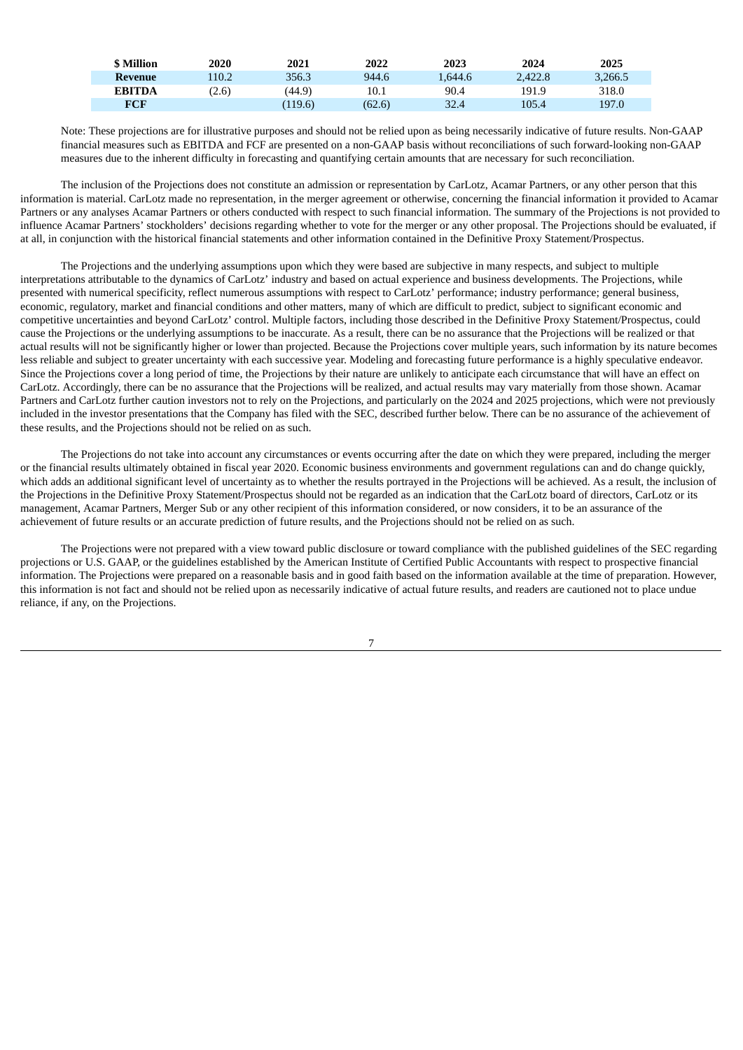| $ Million | 2020 | 2021 | 2022 | 2023 | 2024 | 2025 |
|---|---|---|---|---|---|---|
| **Revenue** | 110.2 | 356.3 | 944.6 | 1,644.6 | 2,422.8 | 3,266.5 |
| **EBITDA** | (2.6) | (44.9) | 10.1 | 90.4 | 191.9 | 318.0 |
| **FCF** | | (119.6) | (62.6) | 32.4 | 105.4 | 197.0 |

Note: These projections are for illustrative purposes and should not be relied upon as being necessarily indicative of future results. Non-GAAP financial measures such as EBITDA and FCF are presented on a non-GAAP basis without reconciliations of such forward-looking non-GAAP measures due to the inherent difficulty in forecasting and quantifying certain amounts that are necessary for such reconciliation.

The inclusion of the Projections does not constitute an admission or representation by CarLotz, Acamar Partners, or any other person that this information is material. CarLotz made no representation, in the merger agreement or otherwise, concerning the financial information it provided to Acamar Partners or any analyses Acamar Partners or others conducted with respect to such financial information. The summary of the Projections is not provided to influence Acamar Partners' stockholders' decisions regarding whether to vote for the merger or any other proposal. The Projections should be evaluated, if at all, in conjunction with the historical financial statements and other information contained in the Definitive Proxy Statement/Prospectus.

The Projections and the underlying assumptions upon which they were based are subjective in many respects, and subject to multiple interpretations attributable to the dynamics of CarLotz' industry and based on actual experience and business developments. The Projections, while presented with numerical specificity, reflect numerous assumptions with respect to CarLotz' performance; industry performance; general business, economic, regulatory, market and financial conditions and other matters, many of which are difficult to predict, subject to significant economic and competitive uncertainties and beyond CarLotz' control. Multiple factors, including those described in the Definitive Proxy Statement/Prospectus, could cause the Projections or the underlying assumptions to be inaccurate. As a result, there can be no assurance that the Projections will be realized or that actual results will not be significantly higher or lower than projected. Because the Projections cover multiple years, such information by its nature becomes less reliable and subject to greater uncertainty with each successive year. Modeling and forecasting future performance is a highly speculative endeavor. Since the Projections cover a long period of time, the Projections by their nature are unlikely to anticipate each circumstance that will have an effect on CarLotz. Accordingly, there can be no assurance that the Projections will be realized, and actual results may vary materially from those shown. Acamar Partners and CarLotz further caution investors not to rely on the Projections, and particularly on the 2024 and 2025 projections, which were not previously included in the investor presentations that the Company has filed with the SEC, described further below. There can be no assurance of the achievement of these results, and the Projections should not be relied on as such.

The Projections do not take into account any circumstances or events occurring after the date on which they were prepared, including the merger or the financial results ultimately obtained in fiscal year 2020. Economic business environments and government regulations can and do change quickly, which adds an additional significant level of uncertainty as to whether the results portrayed in the Projections will be achieved. As a result, the inclusion of the Projections in the Definitive Proxy Statement/Prospectus should not be regarded as an indication that the CarLotz board of directors, CarLotz or its management, Acamar Partners, Merger Sub or any other recipient of this information considered, or now considers, it to be an assurance of the achievement of future results or an accurate prediction of future results, and the Projections should not be relied on as such.

The Projections were not prepared with a view toward public disclosure or toward compliance with the published guidelines of the SEC regarding projections or U.S. GAAP, or the guidelines established by the American Institute of Certified Public Accountants with respect to prospective financial information. The Projections were prepared on a reasonable basis and in good faith based on the information available at the time of preparation. However, this information is not fact and should not be relied upon as necessarily indicative of actual future results, and readers are cautioned not to place undue reliance, if any, on the Projections.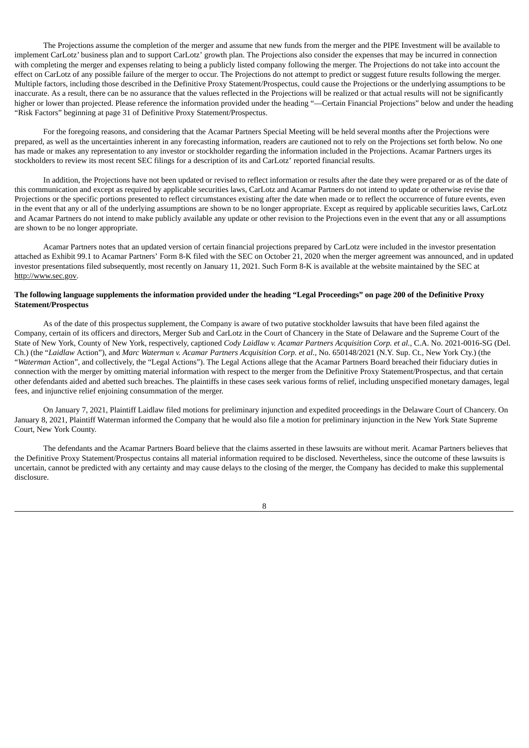The Projections assume the completion of the merger and assume that new funds from the merger and the PIPE Investment will be available to implement CarLotz' business plan and to support CarLotz' growth plan. The Projections also consider the expenses that may be incurred in connection with completing the merger and expenses relating to being a publicly listed company following the merger. The Projections do not take into account the effect on CarLotz of any possible failure of the merger to occur. The Projections do not attempt to predict or suggest future results following the merger. Multiple factors, including those described in the Definitive Proxy Statement/Prospectus, could cause the Projections or the underlying assumptions to be inaccurate. As a result, there can be no assurance that the values reflected in the Projections will be realized or that actual results will not be significantly higher or lower than projected. Please reference the information provided under the heading "—Certain Financial Projections" below and under the heading "Risk Factors" beginning at page 31 of Definitive Proxy Statement/Prospectus.

For the foregoing reasons, and considering that the Acamar Partners Special Meeting will be held several months after the Projections were prepared, as well as the uncertainties inherent in any forecasting information, readers are cautioned not to rely on the Projections set forth below. No one has made or makes any representation to any investor or stockholder regarding the information included in the Projections. Acamar Partners urges its stockholders to review its most recent SEC filings for a description of its and CarLotz' reported financial results.

In addition, the Projections have not been updated or revised to reflect information or results after the date they were prepared or as of the date of this communication and except as required by applicable securities laws, CarLotz and Acamar Partners do not intend to update or otherwise revise the Projections or the specific portions presented to reflect circumstances existing after the date when made or to reflect the occurrence of future events, even in the event that any or all of the underlying assumptions are shown to be no longer appropriate. Except as required by applicable securities laws, CarLotz and Acamar Partners do not intend to make publicly available any update or other revision to the Projections even in the event that any or all assumptions are shown to be no longer appropriate.

Acamar Partners notes that an updated version of certain financial projections prepared by CarLotz were included in the investor presentation attached as Exhibit 99.1 to Acamar Partners' Form 8-K filed with the SEC on October 21, 2020 when the merger agreement was announced, and in updated investor presentations filed subsequently, most recently on January 11, 2021. Such Form 8-K is available at the website maintained by the SEC at http://www.sec.gov.

**The following language supplements the information provided under the heading "Legal Proceedings" on page 200 of the Definitive Proxy Statement/Prospectus**

As of the date of this prospectus supplement, the Company is aware of two putative stockholder lawsuits that have been filed against the Company, certain of its officers and directors, Merger Sub and CarLotz in the Court of Chancery in the State of Delaware and the Supreme Court of the State of New York, County of New York, respectively, captioned *Cody Laidlaw v. Acamar Partners Acquisition Corp. et al.*, C.A. No. 2021-0016-SG (Del. Ch.) (the "*Laidlaw* Action"), and *Marc Waterman v. Acamar Partners Acquisition Corp. et al.*, No. 650148/2021 (N.Y. Sup. Ct., New York Cty.) (the "*Waterman* Action", and collectively, the "Legal Actions"). The Legal Actions allege that the Acamar Partners Board breached their fiduciary duties in connection with the merger by omitting material information with respect to the merger from the Definitive Proxy Statement/Prospectus, and that certain other defendants aided and abetted such breaches. The plaintiffs in these cases seek various forms of relief, including unspecified monetary damages, legal fees, and injunctive relief enjoining consummation of the merger.

On January 7, 2021, Plaintiff Laidlaw filed motions for preliminary injunction and expedited proceedings in the Delaware Court of Chancery. On January 8, 2021, Plaintiff Waterman informed the Company that he would also file a motion for preliminary injunction in the New York State Supreme Court, New York County.

The defendants and the Acamar Partners Board believe that the claims asserted in these lawsuits are without merit. Acamar Partners believes that the Definitive Proxy Statement/Prospectus contains all material information required to be disclosed. Nevertheless, since the outcome of these lawsuits is uncertain, cannot be predicted with any certainty and may cause delays to the closing of the merger, the Company has decided to make this supplemental disclosure.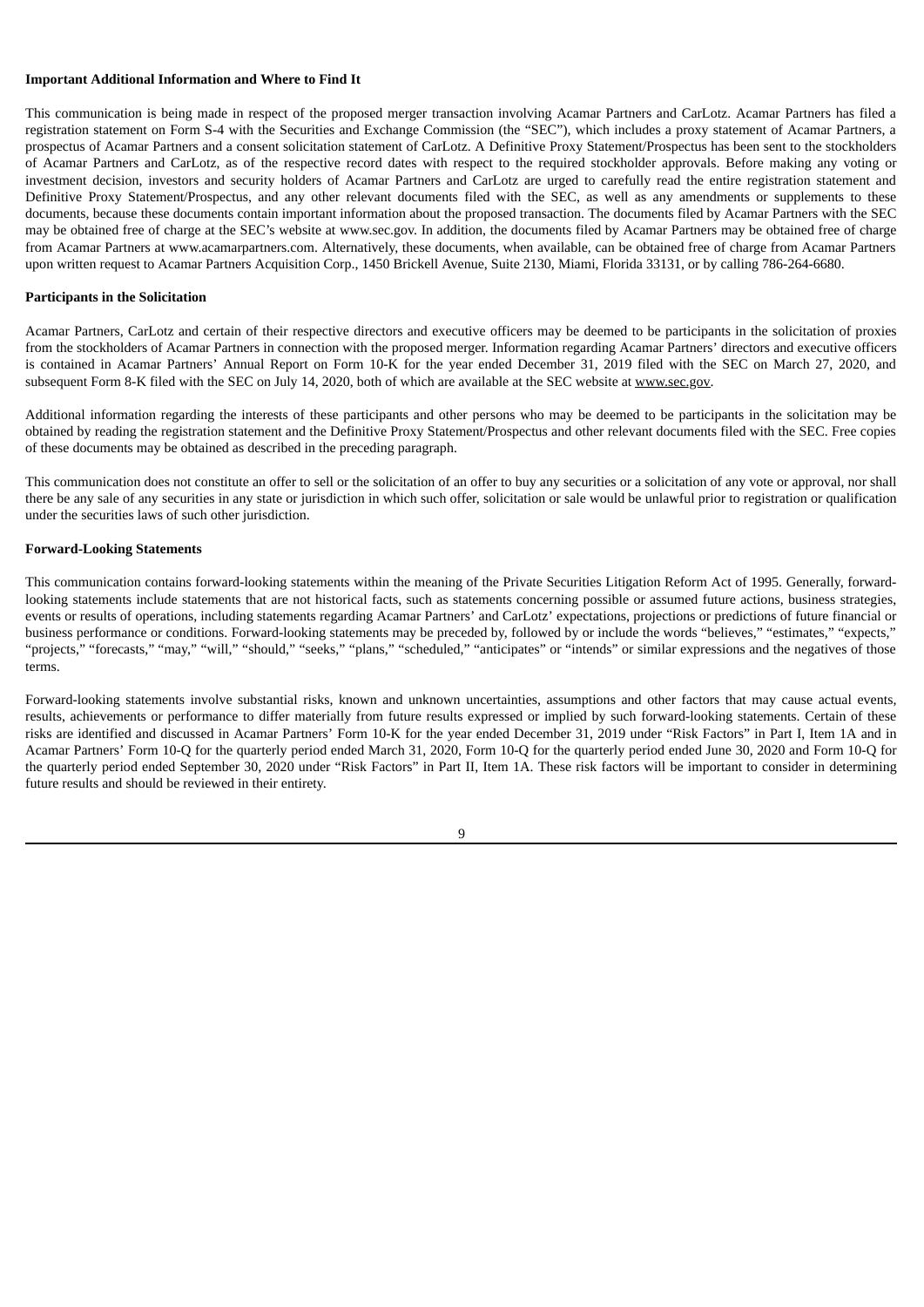**Important Additional Information and Where to Find It**

This communication is being made in respect of the proposed merger transaction involving Acamar Partners and CarLotz. Acamar Partners has filed a registration statement on Form S-4 with the Securities and Exchange Commission (the "SEC"), which includes a proxy statement of Acamar Partners, a prospectus of Acamar Partners and a consent solicitation statement of CarLotz. A Definitive Proxy Statement/Prospectus has been sent to the stockholders of Acamar Partners and CarLotz, as of the respective record dates with respect to the required stockholder approvals. Before making any voting or investment decision, investors and security holders of Acamar Partners and CarLotz are urged to carefully read the entire registration statement and Definitive Proxy Statement/Prospectus, and any other relevant documents filed with the SEC, as well as any amendments or supplements to these documents, because these documents contain important information about the proposed transaction. The documents filed by Acamar Partners with the SEC may be obtained free of charge at the SEC's website at www.sec.gov. In addition, the documents filed by Acamar Partners may be obtained free of charge from Acamar Partners at www.acamarpartners.com. Alternatively, these documents, when available, can be obtained free of charge from Acamar Partners upon written request to Acamar Partners Acquisition Corp., 1450 Brickell Avenue, Suite 2130, Miami, Florida 33131, or by calling 786-264-6680.

**Participants in the Solicitation**

Acamar Partners, CarLotz and certain of their respective directors and executive officers may be deemed to be participants in the solicitation of proxies from the stockholders of Acamar Partners in connection with the proposed merger. Information regarding Acamar Partners' directors and executive officers is contained in Acamar Partners' Annual Report on Form 10-K for the year ended December 31, 2019 filed with the SEC on March 27, 2020, and subsequent Form 8-K filed with the SEC on July 14, 2020, both of which are available at the SEC website at www.sec.gov.

Additional information regarding the interests of these participants and other persons who may be deemed to be participants in the solicitation may be obtained by reading the registration statement and the Definitive Proxy Statement/Prospectus and other relevant documents filed with the SEC. Free copies of these documents may be obtained as described in the preceding paragraph.

This communication does not constitute an offer to sell or the solicitation of an offer to buy any securities or a solicitation of any vote or approval, nor shall there be any sale of any securities in any state or jurisdiction in which such offer, solicitation or sale would be unlawful prior to registration or qualification under the securities laws of such other jurisdiction.

**Forward-Looking Statements**

This communication contains forward-looking statements within the meaning of the Private Securities Litigation Reform Act of 1995. Generally, forward-looking statements include statements that are not historical facts, such as statements concerning possible or assumed future actions, business strategies, events or results of operations, including statements regarding Acamar Partners' and CarLotz' expectations, projections or predictions of future financial or business performance or conditions. Forward-looking statements may be preceded by, followed by or include the words "believes," "estimates," "expects," "projects," "forecasts," "may," "will," "should," "seeks," "plans," "scheduled," "anticipates" or "intends" or similar expressions and the negatives of those terms.

Forward-looking statements involve substantial risks, known and unknown uncertainties, assumptions and other factors that may cause actual events, results, achievements or performance to differ materially from future results expressed or implied by such forward-looking statements. Certain of these risks are identified and discussed in Acamar Partners' Form 10-K for the year ended December 31, 2019 under "Risk Factors" in Part I, Item 1A and in Acamar Partners' Form 10-Q for the quarterly period ended March 31, 2020, Form 10-Q for the quarterly period ended June 30, 2020 and Form 10-Q for the quarterly period ended September 30, 2020 under "Risk Factors" in Part II, Item 1A. These risk factors will be important to consider in determining future results and should be reviewed in their entirety.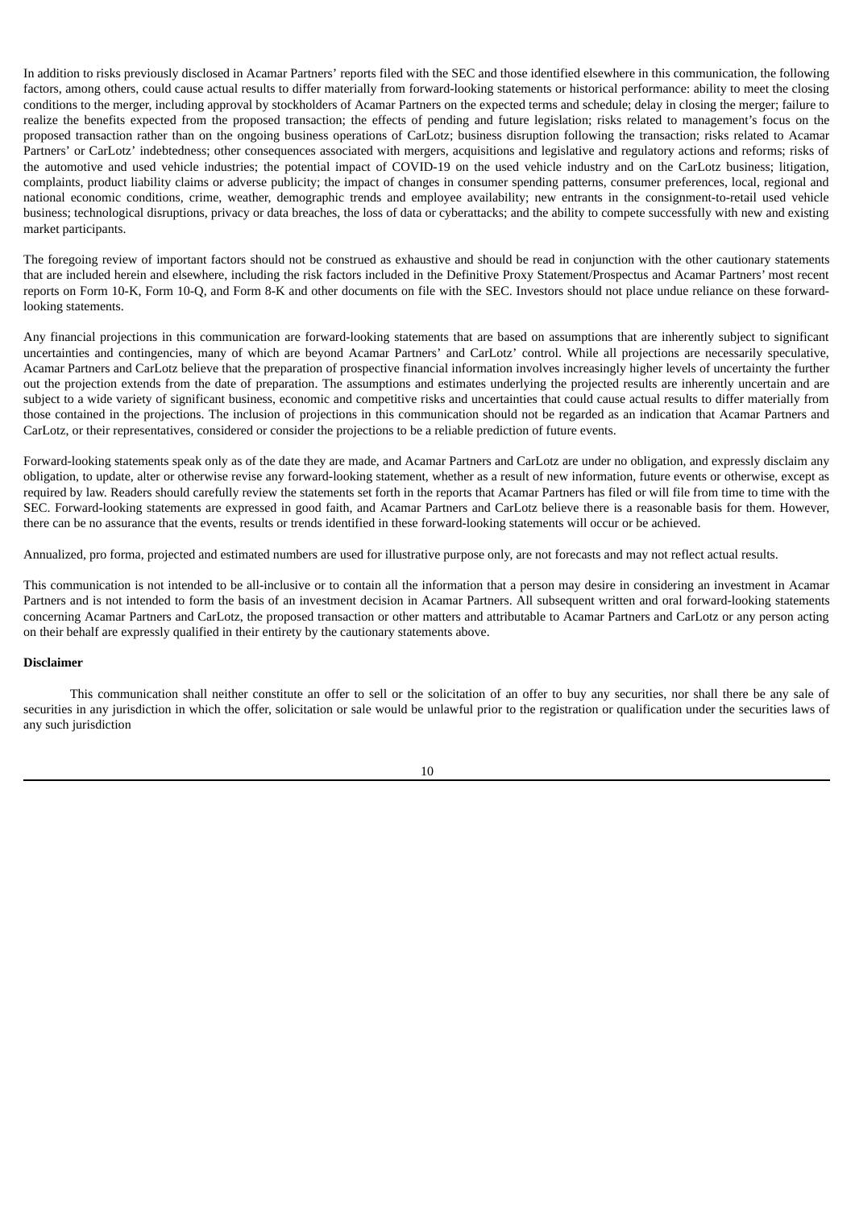In addition to risks previously disclosed in Acamar Partners' reports filed with the SEC and those identified elsewhere in this communication, the following factors, among others, could cause actual results to differ materially from forward-looking statements or historical performance: ability to meet the closing conditions to the merger, including approval by stockholders of Acamar Partners on the expected terms and schedule; delay in closing the merger; failure to realize the benefits expected from the proposed transaction; the effects of pending and future legislation; risks related to management's focus on the proposed transaction rather than on the ongoing business operations of CarLotz; business disruption following the transaction; risks related to Acamar Partners' or CarLotz' indebtedness; other consequences associated with mergers, acquisitions and legislative and regulatory actions and reforms; risks of the automotive and used vehicle industries; the potential impact of COVID-19 on the used vehicle industry and on the CarLotz business; litigation, complaints, product liability claims or adverse publicity; the impact of changes in consumer spending patterns, consumer preferences, local, regional and national economic conditions, crime, weather, demographic trends and employee availability; new entrants in the consignment-to-retail used vehicle business; technological disruptions, privacy or data breaches, the loss of data or cyberattacks; and the ability to compete successfully with new and existing market participants.

The foregoing review of important factors should not be construed as exhaustive and should be read in conjunction with the other cautionary statements that are included herein and elsewhere, including the risk factors included in the Definitive Proxy Statement/Prospectus and Acamar Partners' most recent reports on Form 10-K, Form 10-Q, and Form 8-K and other documents on file with the SEC. Investors should not place undue reliance on these forward-looking statements.

Any financial projections in this communication are forward-looking statements that are based on assumptions that are inherently subject to significant uncertainties and contingencies, many of which are beyond Acamar Partners' and CarLotz' control. While all projections are necessarily speculative, Acamar Partners and CarLotz believe that the preparation of prospective financial information involves increasingly higher levels of uncertainty the further out the projection extends from the date of preparation. The assumptions and estimates underlying the projected results are inherently uncertain and are subject to a wide variety of significant business, economic and competitive risks and uncertainties that could cause actual results to differ materially from those contained in the projections. The inclusion of projections in this communication should not be regarded as an indication that Acamar Partners and CarLotz, or their representatives, considered or consider the projections to be a reliable prediction of future events.

Forward-looking statements speak only as of the date they are made, and Acamar Partners and CarLotz are under no obligation, and expressly disclaim any obligation, to update, alter or otherwise revise any forward-looking statement, whether as a result of new information, future events or otherwise, except as required by law. Readers should carefully review the statements set forth in the reports that Acamar Partners has filed or will file from time to time with the SEC. Forward-looking statements are expressed in good faith, and Acamar Partners and CarLotz believe there is a reasonable basis for them. However, there can be no assurance that the events, results or trends identified in these forward-looking statements will occur or be achieved.

Annualized, pro forma, projected and estimated numbers are used for illustrative purpose only, are not forecasts and may not reflect actual results.

This communication is not intended to be all-inclusive or to contain all the information that a person may desire in considering an investment in Acamar Partners and is not intended to form the basis of an investment decision in Acamar Partners. All subsequent written and oral forward-looking statements concerning Acamar Partners and CarLotz, the proposed transaction or other matters and attributable to Acamar Partners and CarLotz or any person acting on their behalf are expressly qualified in their entirety by the cautionary statements above.

**Disclaimer**

This communication shall neither constitute an offer to sell or the solicitation of an offer to buy any securities, nor shall there be any sale of securities in any jurisdiction in which the offer, solicitation or sale would be unlawful prior to the registration or qualification under the securities laws of any such jurisdiction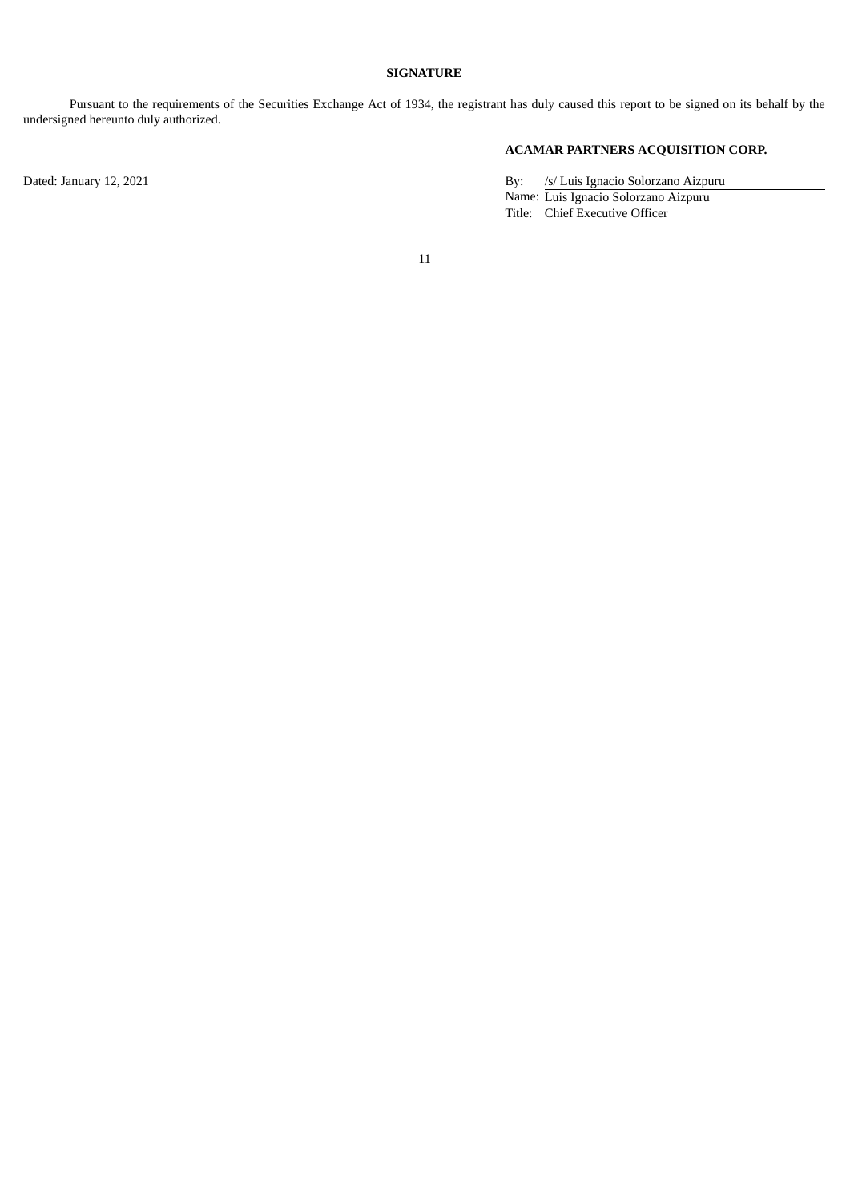**SIGNATURE**

Pursuant to the requirements of the Securities Exchange Act of 1934, the registrant has duly caused this report to be signed on its behalf by the undersigned hereunto duly authorized.

**ACAMAR PARTNERS ACQUISITION CORP.**

Dated: January 12, 2021

By: /s/ Luis Ignacio Solorzano Aizpuru
Name: Luis Ignacio Solorzano Aizpuru
Title: Chief Executive Officer